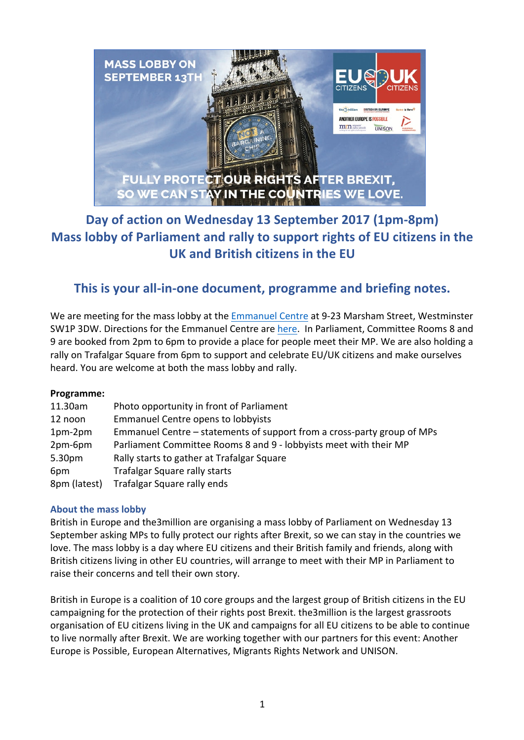## Day of action on Wednesday 13 September 2017 (1pm-8pm)
## Mass lobby of Parliament and rally to support rights of EU citizens in the UK and British citizens in the EU

## This is your all-in-one document, programme and briefing notes.

We are meeting for the mass lobby at the Emmanuel Centre at 9-23 Marsham Street, Westminster SW1P 3DW. Directions for the Emmanuel Centre are here. In Parliament, Committee Rooms 8 and 9 are booked from 2pm to 6pm to provide a place for people meet their MP. We are also holding a rally on Trafalgar Square from 6pm to support and celebrate EU/UK citizens and make ourselves heard. You are welcome at both the mass lobby and rally.

**Programme:**

| | |
|---|---|
| 11.30am | Photo opportunity in front of Parliament |
| 12 noon | Emmanuel Centre opens to lobbyists |
| 1pm-2pm | Emmanuel Centre – statements of support from a cross-party group of MPs |
| 2pm-6pm | Parliament Committee Rooms 8 and 9 - lobbyists meet with their MP |
| 5.30pm | Rally starts to gather at Trafalgar Square |
| 6pm | Trafalgar Square rally starts |
| 8pm (latest) | Trafalgar Square rally ends |

### About the mass lobby

British in Europe and the3million are organising a mass lobby of Parliament on Wednesday 13 September asking MPs to fully protect our rights after Brexit, so we can stay in the countries we love. The mass lobby is a day where EU citizens and their British family and friends, along with British citizens living in other EU countries, will arrange to meet with their MP in Parliament to raise their concerns and tell their own story.

British in Europe is a coalition of 10 core groups and the largest group of British citizens in the EU campaigning for the protection of their rights post Brexit. the3million is the largest grassroots organisation of EU citizens living in the UK and campaigns for all EU citizens to be able to continue to live normally after Brexit. We are working together with our partners for this event: Another Europe is Possible, European Alternatives, Migrants Rights Network and UNISON.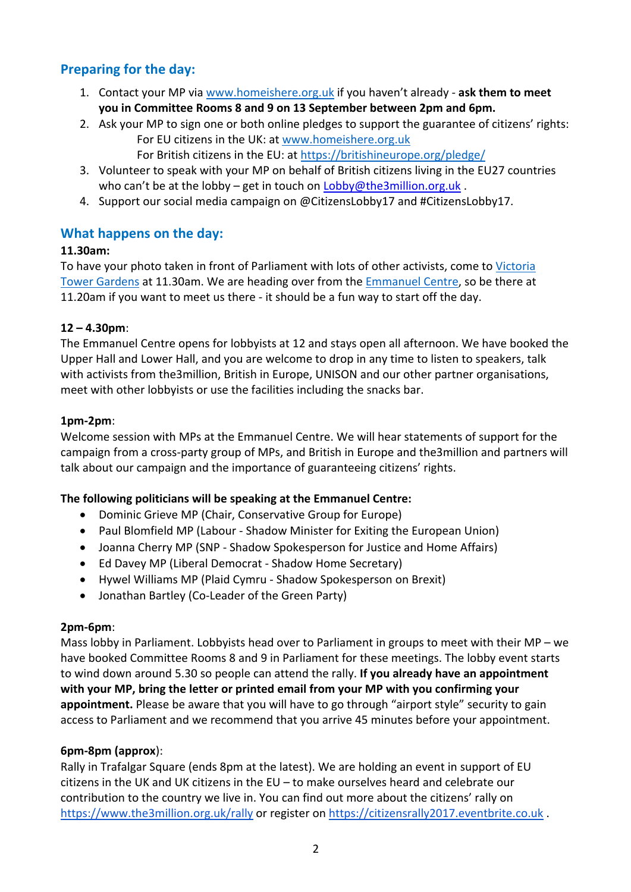## Preparing for the day:

1. Contact your MP via [www.homeishere.org.uk](www.homeishere.org.uk) if you haven't already - **ask them to meet you in Committee Rooms 8 and 9 on 13 September between 2pm and 6pm.**
2. Ask your MP to sign one or both online pledges to support the guarantee of citizens' rights:
   For EU citizens in the UK: at [www.homeishere.org.uk](www.homeishere.org.uk)
   For British citizens in the EU: at [https://britishineurope.org/pledge/](https://britishineurope.org/pledge/)
3. Volunteer to speak with your MP on behalf of British citizens living in the EU27 countries who can't be at the lobby – get in touch on [Lobby@the3million.org.uk](mailto:Lobby@the3million.org.uk) .
4. Support our social media campaign on @CitizensLobby17 and #CitizensLobby17.

## What happens on the day:

**11.30am:**

To have your photo taken in front of Parliament with lots of other activists, come to Victoria Tower Gardens at 11.30am. We are heading over from the Emmanuel Centre, so be there at 11.20am if you want to meet us there - it should be a fun way to start off the day.

**12 – 4.30pm**:

The Emmanuel Centre opens for lobbyists at 12 and stays open all afternoon. We have booked the Upper Hall and Lower Hall, and you are welcome to drop in any time to listen to speakers, talk with activists from the3million, British in Europe, UNISON and our other partner organisations, meet with other lobbyists or use the facilities including the snacks bar.

**1pm-2pm**:

Welcome session with MPs at the Emmanuel Centre. We will hear statements of support for the campaign from a cross-party group of MPs, and British in Europe and the3million and partners will talk about our campaign and the importance of guaranteeing citizens' rights.

**The following politicians will be speaking at the Emmanuel Centre:**

- Dominic Grieve MP (Chair, Conservative Group for Europe)
- Paul Blomfield MP (Labour - Shadow Minister for Exiting the European Union)
- Joanna Cherry MP (SNP - Shadow Spokesperson for Justice and Home Affairs)
- Ed Davey MP (Liberal Democrat - Shadow Home Secretary)
- Hywel Williams MP (Plaid Cymru - Shadow Spokesperson on Brexit)
- Jonathan Bartley (Co-Leader of the Green Party)

**2pm-6pm**:

Mass lobby in Parliament. Lobbyists head over to Parliament in groups to meet with their MP – we have booked Committee Rooms 8 and 9 in Parliament for these meetings. The lobby event starts to wind down around 5.30 so people can attend the rally. **If you already have an appointment with your MP, bring the letter or printed email from your MP with you confirming your appointment.** Please be aware that you will have to go through "airport style" security to gain access to Parliament and we recommend that you arrive 45 minutes before your appointment.

**6pm-8pm (approx)**:

Rally in Trafalgar Square (ends 8pm at the latest). We are holding an event in support of EU citizens in the UK and UK citizens in the EU – to make ourselves heard and celebrate our contribution to the country we live in. You can find out more about the citizens' rally on [https://www.the3million.org.uk/rally](https://www.the3million.org.uk/rally) or register on [https://citizensrally2017.eventbrite.co.uk](https://citizensrally2017.eventbrite.co.uk) .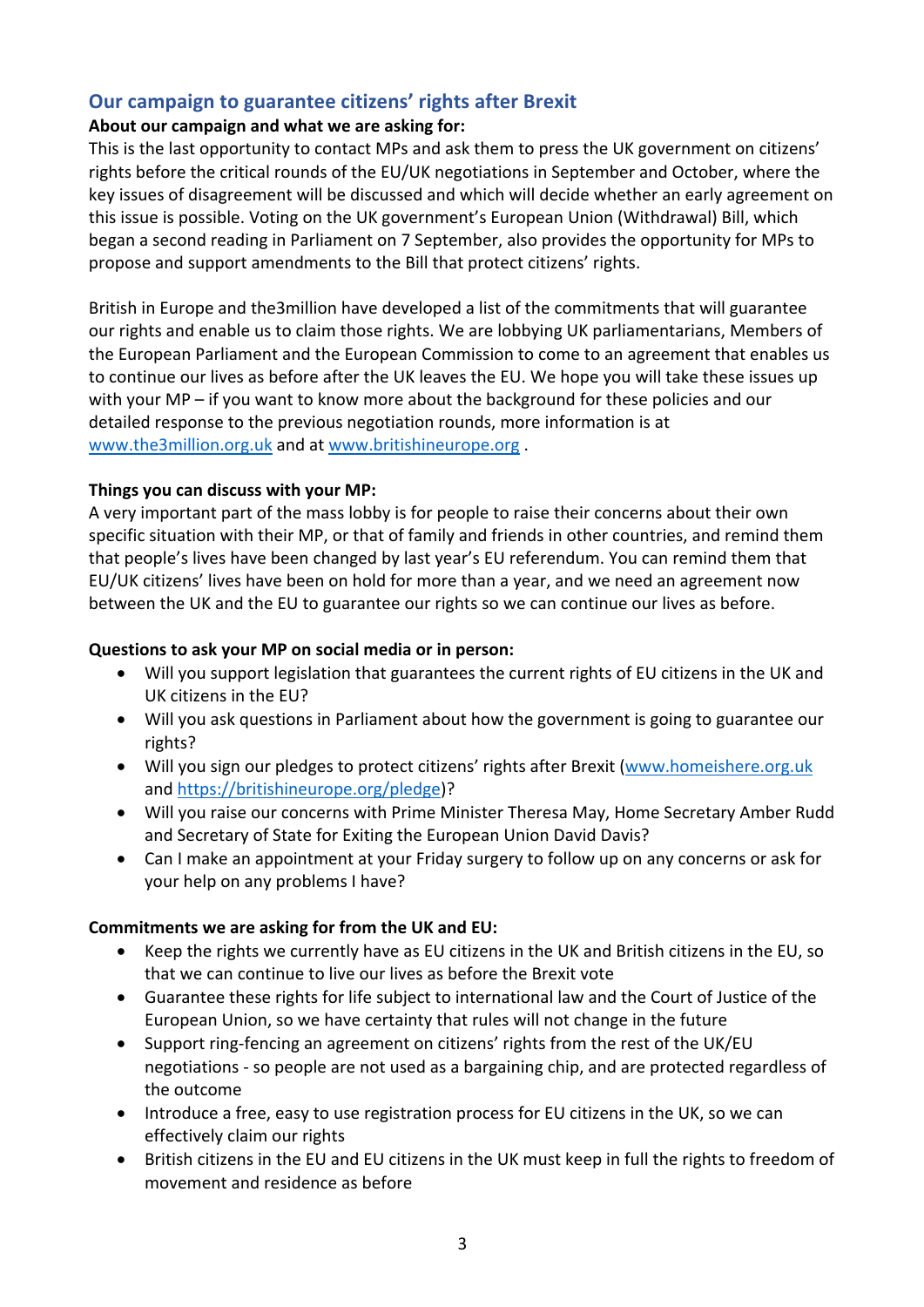## Our campaign to guarantee citizens' rights after Brexit

**About our campaign and what we are asking for:**

This is the last opportunity to contact MPs and ask them to press the UK government on citizens' rights before the critical rounds of the EU/UK negotiations in September and October, where the key issues of disagreement will be discussed and which will decide whether an early agreement on this issue is possible. Voting on the UK government's European Union (Withdrawal) Bill, which began a second reading in Parliament on 7 September, also provides the opportunity for MPs to propose and support amendments to the Bill that protect citizens' rights.

British in Europe and the3million have developed a list of the commitments that will guarantee our rights and enable us to claim those rights. We are lobbying UK parliamentarians, Members of the European Parliament and the European Commission to come to an agreement that enables us to continue our lives as before after the UK leaves the EU. We hope you will take these issues up with your MP – if you want to know more about the background for these policies and our detailed response to the previous negotiation rounds, more information is at [www.the3million.org.uk](http://www.the3million.org.uk) and at [www.britishineurope.org](http://www.britishineurope.org) .

**Things you can discuss with your MP:**

A very important part of the mass lobby is for people to raise their concerns about their own specific situation with their MP, or that of family and friends in other countries, and remind them that people's lives have been changed by last year's EU referendum. You can remind them that EU/UK citizens' lives have been on hold for more than a year, and we need an agreement now between the UK and the EU to guarantee our rights so we can continue our lives as before.

**Questions to ask your MP on social media or in person:**

- Will you support legislation that guarantees the current rights of EU citizens in the UK and UK citizens in the EU?
- Will you ask questions in Parliament about how the government is going to guarantee our rights?
- Will you sign our pledges to protect citizens' rights after Brexit ([www.homeishere.org.uk](http://www.homeishere.org.uk) and [https://britishineurope.org/pledge](https://britishineurope.org/pledge))?
- Will you raise our concerns with Prime Minister Theresa May, Home Secretary Amber Rudd and Secretary of State for Exiting the European Union David Davis?
- Can I make an appointment at your Friday surgery to follow up on any concerns or ask for your help on any problems I have?

**Commitments we are asking for from the UK and EU:**

- Keep the rights we currently have as EU citizens in the UK and British citizens in the EU, so that we can continue to live our lives as before the Brexit vote
- Guarantee these rights for life subject to international law and the Court of Justice of the European Union, so we have certainty that rules will not change in the future
- Support ring-fencing an agreement on citizens' rights from the rest of the UK/EU negotiations - so people are not used as a bargaining chip, and are protected regardless of the outcome
- Introduce a free, easy to use registration process for EU citizens in the UK, so we can effectively claim our rights
- British citizens in the EU and EU citizens in the UK must keep in full the rights to freedom of movement and residence as before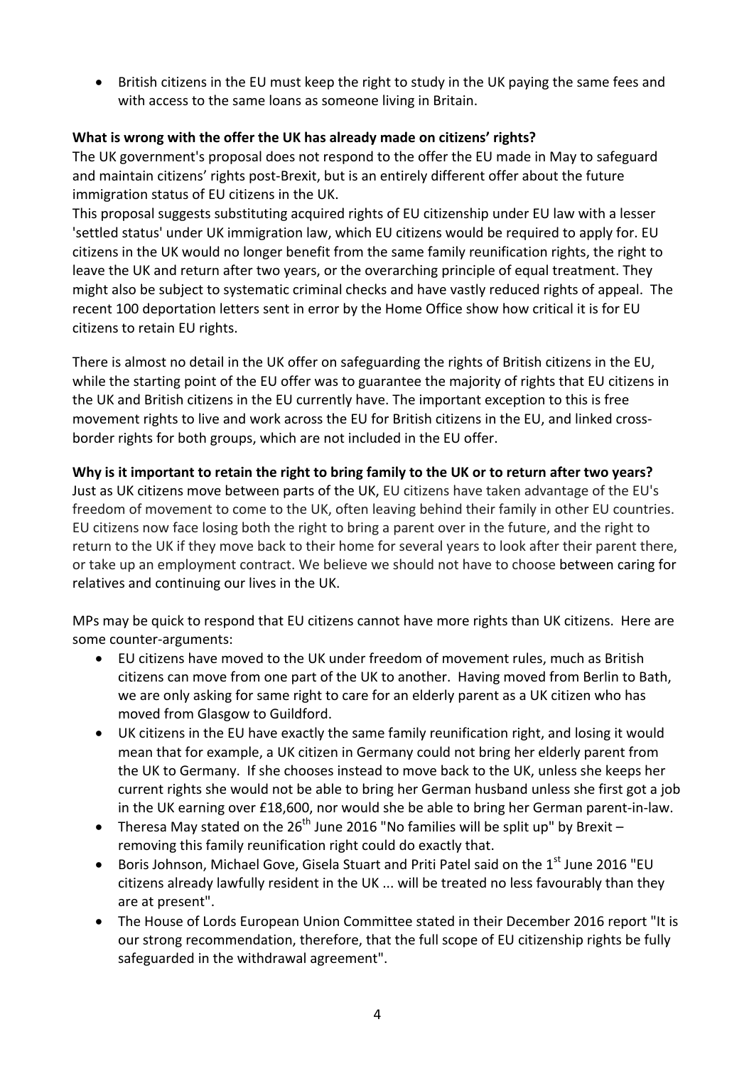- British citizens in the EU must keep the right to study in the UK paying the same fees and with access to the same loans as someone living in Britain.

**What is wrong with the offer the UK has already made on citizens' rights?**

The UK government's proposal does not respond to the offer the EU made in May to safeguard and maintain citizens' rights post-Brexit, but is an entirely different offer about the future immigration status of EU citizens in the UK.

This proposal suggests substituting acquired rights of EU citizenship under EU law with a lesser 'settled status' under UK immigration law, which EU citizens would be required to apply for. EU citizens in the UK would no longer benefit from the same family reunification rights, the right to leave the UK and return after two years, or the overarching principle of equal treatment. They might also be subject to systematic criminal checks and have vastly reduced rights of appeal. The recent 100 deportation letters sent in error by the Home Office show how critical it is for EU citizens to retain EU rights.

There is almost no detail in the UK offer on safeguarding the rights of British citizens in the EU, while the starting point of the EU offer was to guarantee the majority of rights that EU citizens in the UK and British citizens in the EU currently have. The important exception to this is free movement rights to live and work across the EU for British citizens in the EU, and linked cross-border rights for both groups, which are not included in the EU offer.

**Why is it important to retain the right to bring family to the UK or to return after two years?**

Just as UK citizens move between parts of the UK, EU citizens have taken advantage of the EU's freedom of movement to come to the UK, often leaving behind their family in other EU countries. EU citizens now face losing both the right to bring a parent over in the future, and the right to return to the UK if they move back to their home for several years to look after their parent there, or take up an employment contract. We believe we should not have to choose between caring for relatives and continuing our lives in the UK.

MPs may be quick to respond that EU citizens cannot have more rights than UK citizens. Here are some counter-arguments:

- EU citizens have moved to the UK under freedom of movement rules, much as British citizens can move from one part of the UK to another. Having moved from Berlin to Bath, we are only asking for same right to care for an elderly parent as a UK citizen who has moved from Glasgow to Guildford.
- UK citizens in the EU have exactly the same family reunification right, and losing it would mean that for example, a UK citizen in Germany could not bring her elderly parent from the UK to Germany. If she chooses instead to move back to the UK, unless she keeps her current rights she would not be able to bring her German husband unless she first got a job in the UK earning over £18,600, nor would she be able to bring her German parent-in-law.
- Theresa May stated on the 26th June 2016 "No families will be split up" by Brexit – removing this family reunification right could do exactly that.
- Boris Johnson, Michael Gove, Gisela Stuart and Priti Patel said on the 1st June 2016 "EU citizens already lawfully resident in the UK ... will be treated no less favourably than they are at present".
- The House of Lords European Union Committee stated in their December 2016 report "It is our strong recommendation, therefore, that the full scope of EU citizenship rights be fully safeguarded in the withdrawal agreement".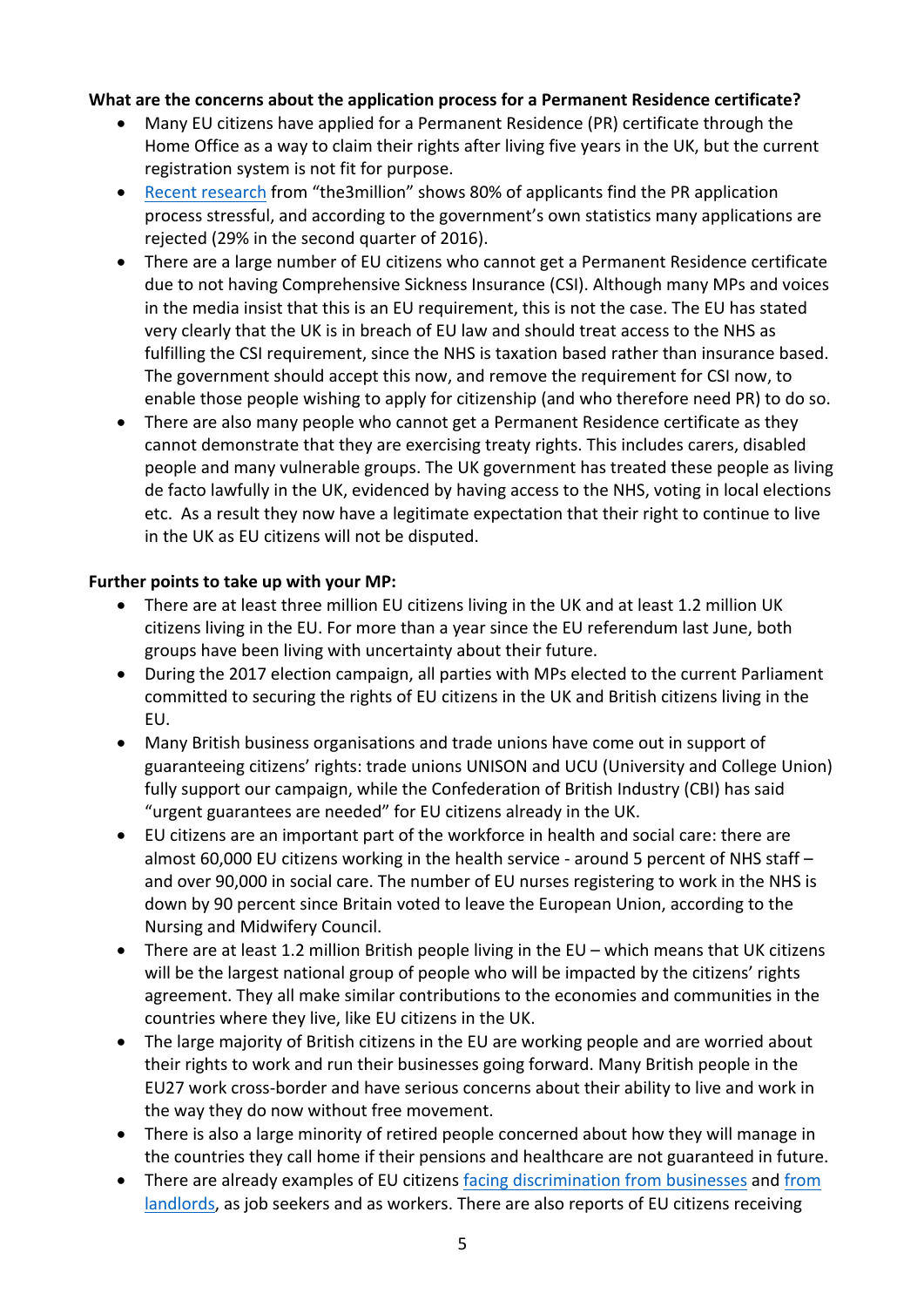**What are the concerns about the application process for a Permanent Residence certificate?**

- Many EU citizens have applied for a Permanent Residence (PR) certificate through the Home Office as a way to claim their rights after living five years in the UK, but the current registration system is not fit for purpose.
- Recent research from "the3million" shows 80% of applicants find the PR application process stressful, and according to the government's own statistics many applications are rejected (29% in the second quarter of 2016).
- There are a large number of EU citizens who cannot get a Permanent Residence certificate due to not having Comprehensive Sickness Insurance (CSI). Although many MPs and voices in the media insist that this is an EU requirement, this is not the case. The EU has stated very clearly that the UK is in breach of EU law and should treat access to the NHS as fulfilling the CSI requirement, since the NHS is taxation based rather than insurance based. The government should accept this now, and remove the requirement for CSI now, to enable those people wishing to apply for citizenship (and who therefore need PR) to do so.
- There are also many people who cannot get a Permanent Residence certificate as they cannot demonstrate that they are exercising treaty rights. This includes carers, disabled people and many vulnerable groups. The UK government has treated these people as living de facto lawfully in the UK, evidenced by having access to the NHS, voting in local elections etc. As a result they now have a legitimate expectation that their right to continue to live in the UK as EU citizens will not be disputed.

**Further points to take up with your MP:**

- There are at least three million EU citizens living in the UK and at least 1.2 million UK citizens living in the EU. For more than a year since the EU referendum last June, both groups have been living with uncertainty about their future.
- During the 2017 election campaign, all parties with MPs elected to the current Parliament committed to securing the rights of EU citizens in the UK and British citizens living in the EU.
- Many British business organisations and trade unions have come out in support of guaranteeing citizens' rights: trade unions UNISON and UCU (University and College Union) fully support our campaign, while the Confederation of British Industry (CBI) has said "urgent guarantees are needed" for EU citizens already in the UK.
- EU citizens are an important part of the workforce in health and social care: there are almost 60,000 EU citizens working in the health service - around 5 percent of NHS staff – and over 90,000 in social care. The number of EU nurses registering to work in the NHS is down by 90 percent since Britain voted to leave the European Union, according to the Nursing and Midwifery Council.
- There are at least 1.2 million British people living in the EU – which means that UK citizens will be the largest national group of people who will be impacted by the citizens' rights agreement. They all make similar contributions to the economies and communities in the countries where they live, like EU citizens in the UK.
- The large majority of British citizens in the EU are working people and are worried about their rights to work and run their businesses going forward. Many British people in the EU27 work cross-border and have serious concerns about their ability to live and work in the way they do now without free movement.
- There is also a large minority of retired people concerned about how they will manage in the countries they call home if their pensions and healthcare are not guaranteed in future.
- There are already examples of EU citizens facing discrimination from businesses and from landlords, as job seekers and as workers. There are also reports of EU citizens receiving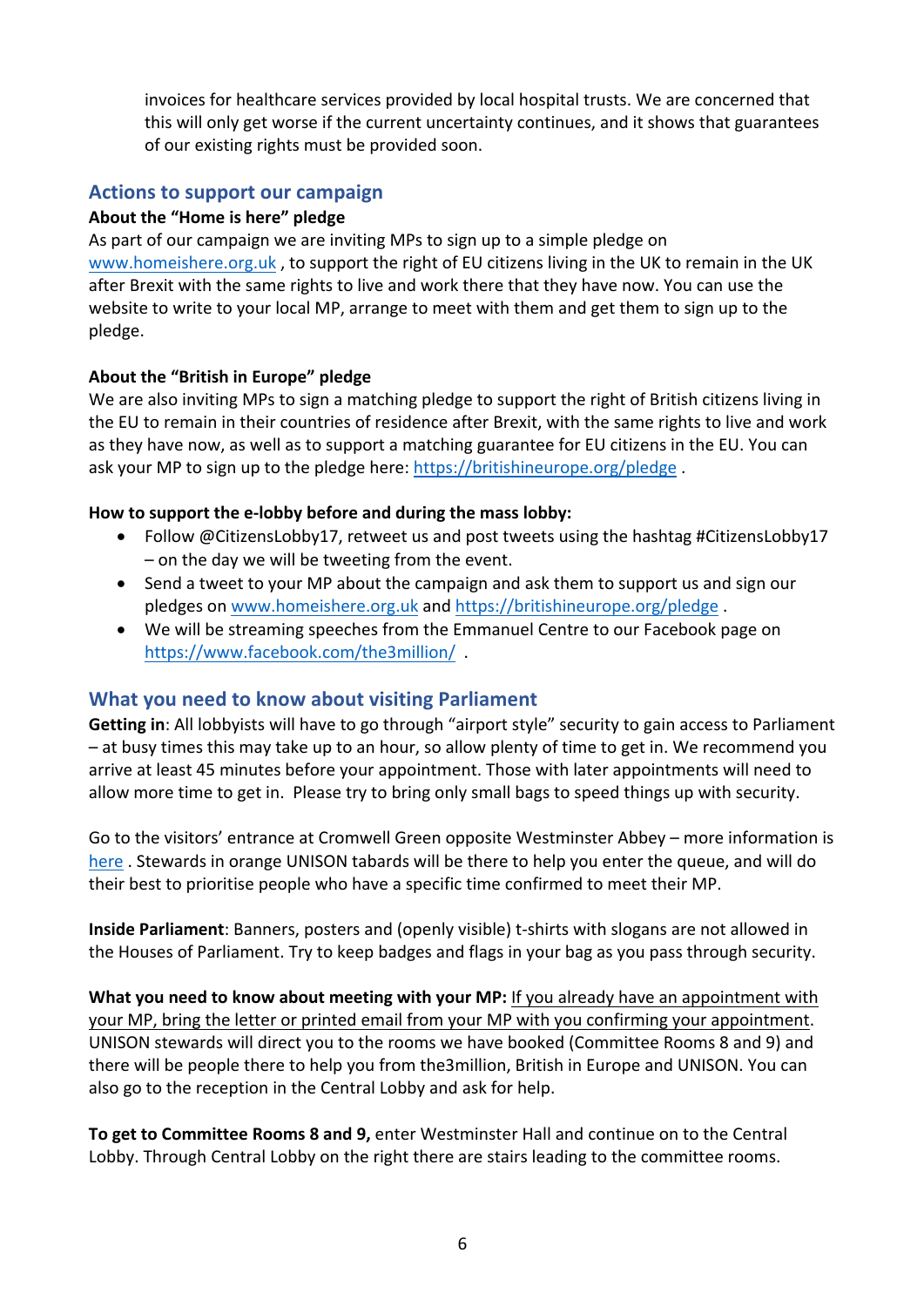invoices for healthcare services provided by local hospital trusts. We are concerned that this will only get worse if the current uncertainty continues, and it shows that guarantees of our existing rights must be provided soon.

## Actions to support our campaign

**About the "Home is here" pledge**

As part of our campaign we are inviting MPs to sign up to a simple pledge on www.homeishere.org.uk , to support the right of EU citizens living in the UK to remain in the UK after Brexit with the same rights to live and work there that they have now. You can use the website to write to your local MP, arrange to meet with them and get them to sign up to the pledge.

**About the "British in Europe" pledge**

We are also inviting MPs to sign a matching pledge to support the right of British citizens living in the EU to remain in their countries of residence after Brexit, with the same rights to live and work as they have now, as well as to support a matching guarantee for EU citizens in the EU. You can ask your MP to sign up to the pledge here: https://britishineurope.org/pledge .

**How to support the e-lobby before and during the mass lobby:**

- Follow @CitizensLobby17, retweet us and post tweets using the hashtag #CitizensLobby17 – on the day we will be tweeting from the event.
- Send a tweet to your MP about the campaign and ask them to support us and sign our pledges on www.homeishere.org.uk and https://britishineurope.org/pledge .
- We will be streaming speeches from the Emmanuel Centre to our Facebook page on https://www.facebook.com/the3million/ .

## What you need to know about visiting Parliament

**Getting in**: All lobbyists will have to go through "airport style" security to gain access to Parliament – at busy times this may take up to an hour, so allow plenty of time to get in. We recommend you arrive at least 45 minutes before your appointment. Those with later appointments will need to allow more time to get in. Please try to bring only small bags to speed things up with security.

Go to the visitors' entrance at Cromwell Green opposite Westminster Abbey – more information is here . Stewards in orange UNISON tabards will be there to help you enter the queue, and will do their best to prioritise people who have a specific time confirmed to meet their MP.

**Inside Parliament**: Banners, posters and (openly visible) t-shirts with slogans are not allowed in the Houses of Parliament. Try to keep badges and flags in your bag as you pass through security.

**What you need to know about meeting with your MP:** If you already have an appointment with your MP, bring the letter or printed email from your MP with you confirming your appointment. UNISON stewards will direct you to the rooms we have booked (Committee Rooms 8 and 9) and there will be people there to help you from the3million, British in Europe and UNISON. You can also go to the reception in the Central Lobby and ask for help.

**To get to Committee Rooms 8 and 9,** enter Westminster Hall and continue on to the Central Lobby. Through Central Lobby on the right there are stairs leading to the committee rooms.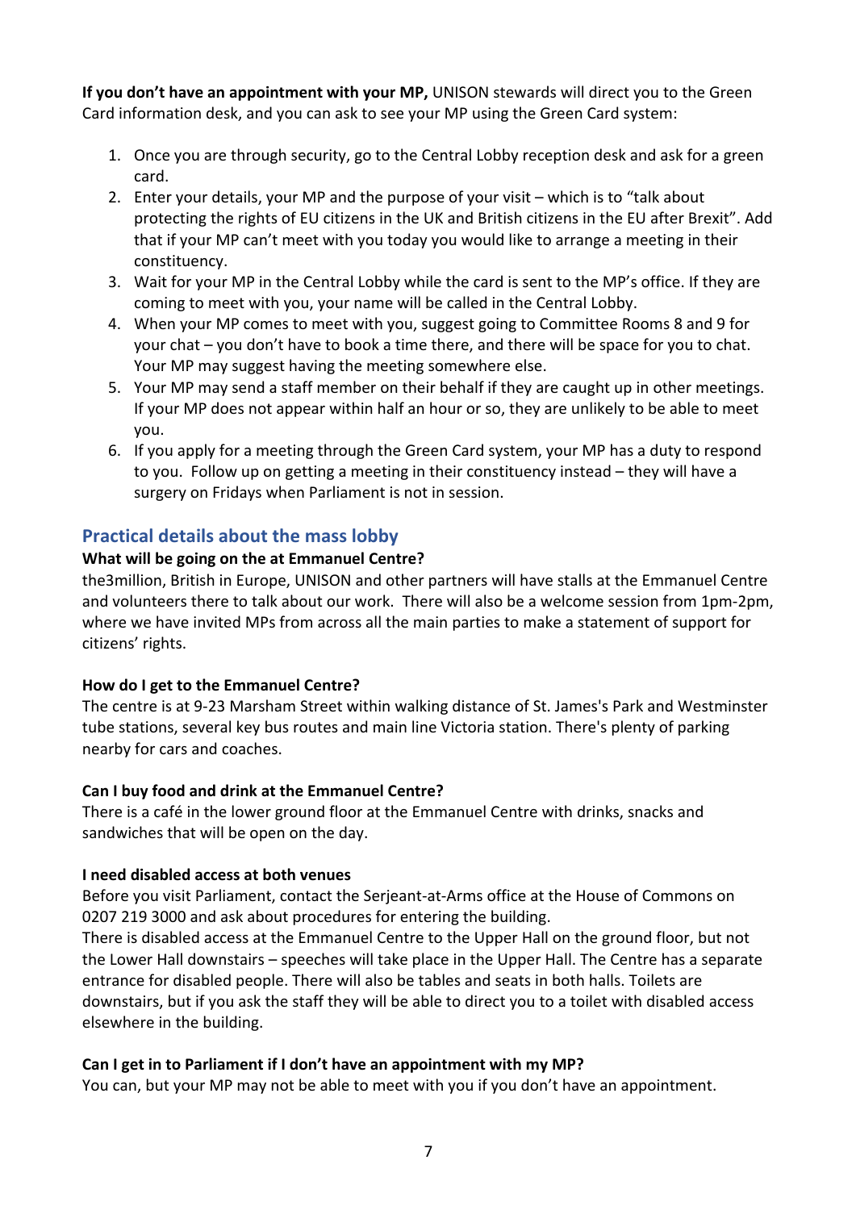**If you don't have an appointment with your MP,** UNISON stewards will direct you to the Green Card information desk, and you can ask to see your MP using the Green Card system:

1. Once you are through security, go to the Central Lobby reception desk and ask for a green card.
2. Enter your details, your MP and the purpose of your visit – which is to "talk about protecting the rights of EU citizens in the UK and British citizens in the EU after Brexit". Add that if your MP can't meet with you today you would like to arrange a meeting in their constituency.
3. Wait for your MP in the Central Lobby while the card is sent to the MP's office. If they are coming to meet with you, your name will be called in the Central Lobby.
4. When your MP comes to meet with you, suggest going to Committee Rooms 8 and 9 for your chat – you don't have to book a time there, and there will be space for you to chat. Your MP may suggest having the meeting somewhere else.
5. Your MP may send a staff member on their behalf if they are caught up in other meetings. If your MP does not appear within half an hour or so, they are unlikely to be able to meet you.
6. If you apply for a meeting through the Green Card system, your MP has a duty to respond to you. Follow up on getting a meeting in their constituency instead – they will have a surgery on Fridays when Parliament is not in session.

## Practical details about the mass lobby

**What will be going on the at Emmanuel Centre?**

the3million, British in Europe, UNISON and other partners will have stalls at the Emmanuel Centre and volunteers there to talk about our work. There will also be a welcome session from 1pm-2pm, where we have invited MPs from across all the main parties to make a statement of support for citizens' rights.

**How do I get to the Emmanuel Centre?**

The centre is at 9-23 Marsham Street within walking distance of St. James's Park and Westminster tube stations, several key bus routes and main line Victoria station. There's plenty of parking nearby for cars and coaches.

**Can I buy food and drink at the Emmanuel Centre?**

There is a café in the lower ground floor at the Emmanuel Centre with drinks, snacks and sandwiches that will be open on the day.

**I need disabled access at both venues**

Before you visit Parliament, contact the Serjeant-at-Arms office at the House of Commons on 0207 219 3000 and ask about procedures for entering the building.
There is disabled access at the Emmanuel Centre to the Upper Hall on the ground floor, but not the Lower Hall downstairs – speeches will take place in the Upper Hall. The Centre has a separate entrance for disabled people. There will also be tables and seats in both halls. Toilets are downstairs, but if you ask the staff they will be able to direct you to a toilet with disabled access elsewhere in the building.

**Can I get in to Parliament if I don't have an appointment with my MP?**

You can, but your MP may not be able to meet with you if you don't have an appointment.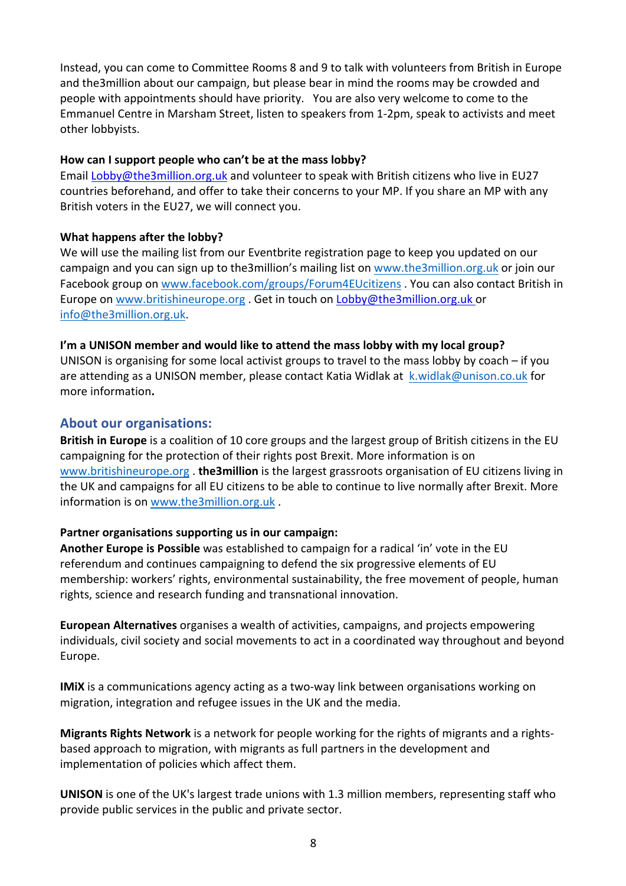Instead, you can come to Committee Rooms 8 and 9 to talk with volunteers from British in Europe and the3million about our campaign, but please bear in mind the rooms may be crowded and people with appointments should have priority. You are also very welcome to come to the Emmanuel Centre in Marsham Street, listen to speakers from 1-2pm, speak to activists and meet other lobbyists.

**How can I support people who can't be at the mass lobby?**

Email Lobby@the3million.org.uk and volunteer to speak with British citizens who live in EU27 countries beforehand, and offer to take their concerns to your MP. If you share an MP with any British voters in the EU27, we will connect you.

**What happens after the lobby?**

We will use the mailing list from our Eventbrite registration page to keep you updated on our campaign and you can sign up to the3million's mailing list on www.the3million.org.uk or join our Facebook group on www.facebook.com/groups/Forum4EUcitizens . You can also contact British in Europe on www.britishineurope.org . Get in touch on Lobby@the3million.org.uk or info@the3million.org.uk.

**I'm a UNISON member and would like to attend the mass lobby with my local group?**

UNISON is organising for some local activist groups to travel to the mass lobby by coach – if you are attending as a UNISON member, please contact Katia Widlak at k.widlak@unison.co.uk for more information**.**

## About our organisations:

**British in Europe** is a coalition of 10 core groups and the largest group of British citizens in the EU campaigning for the protection of their rights post Brexit. More information is on www.britishineurope.org . **the3million** is the largest grassroots organisation of EU citizens living in the UK and campaigns for all EU citizens to be able to continue to live normally after Brexit. More information is on www.the3million.org.uk .

**Partner organisations supporting us in our campaign:**

**Another Europe is Possible** was established to campaign for a radical 'in' vote in the EU referendum and continues campaigning to defend the six progressive elements of EU membership: workers' rights, environmental sustainability, the free movement of people, human rights, science and research funding and transnational innovation.

**European Alternatives** organises a wealth of activities, campaigns, and projects empowering individuals, civil society and social movements to act in a coordinated way throughout and beyond Europe.

**IMiX** is a communications agency acting as a two-way link between organisations working on migration, integration and refugee issues in the UK and the media.

**Migrants Rights Network** is a network for people working for the rights of migrants and a rights-based approach to migration, with migrants as full partners in the development and implementation of policies which affect them.

**UNISON** is one of the UK's largest trade unions with 1.3 million members, representing staff who provide public services in the public and private sector.